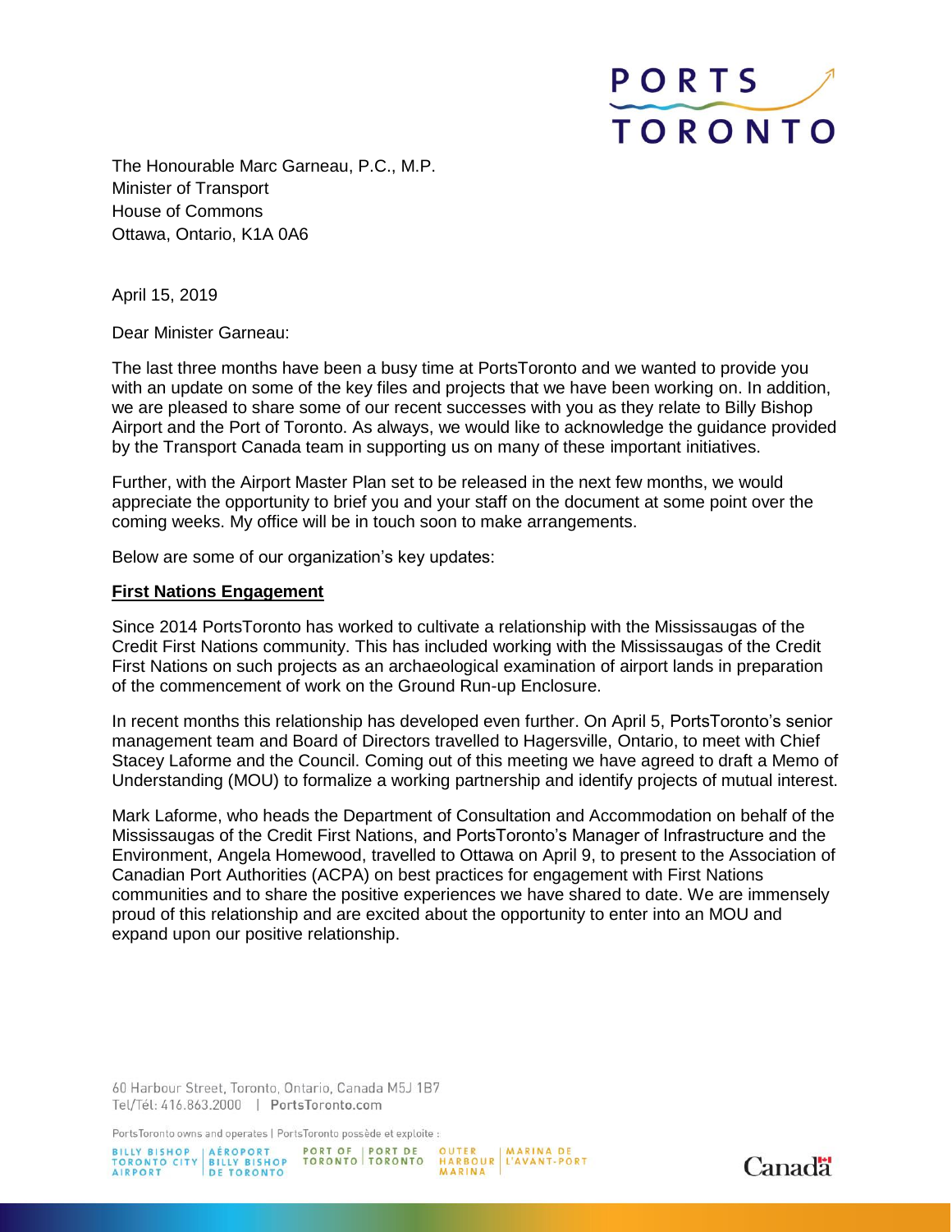The Honourable Marc Garneau, P.C., M.P.
Minister of Transport
House of Commons
Ottawa, Ontario, K1A 0A6

April 15, 2019

Dear Minister Garneau:

The last three months have been a busy time at PortsToronto and we wanted to provide you with an update on some of the key files and projects that we have been working on. In addition, we are pleased to share some of our recent successes with you as they relate to Billy Bishop Airport and the Port of Toronto. As always, we would like to acknowledge the guidance provided by the Transport Canada team in supporting us on many of these important initiatives.

Further, with the Airport Master Plan set to be released in the next few months, we would appreciate the opportunity to brief you and your staff on the document at some point over the coming weeks. My office will be in touch soon to make arrangements.

Below are some of our organization's key updates:

**First Nations Engagement**

Since 2014 PortsToronto has worked to cultivate a relationship with the Mississaugas of the Credit First Nations community. This has included working with the Mississaugas of the Credit First Nations on such projects as an archaeological examination of airport lands in preparation of the commencement of work on the Ground Run-up Enclosure.

In recent months this relationship has developed even further. On April 5, PortsToronto's senior management team and Board of Directors travelled to Hagersville, Ontario, to meet with Chief Stacey Laforme and the Council. Coming out of this meeting we have agreed to draft a Memo of Understanding (MOU) to formalize a working partnership and identify projects of mutual interest.

Mark Laforme, who heads the Department of Consultation and Accommodation on behalf of the Mississaugas of the Credit First Nations, and PortsToronto's Manager of Infrastructure and the Environment, Angela Homewood, travelled to Ottawa on April 9, to present to the Association of Canadian Port Authorities (ACPA) on best practices for engagement with First Nations communities and to share the positive experiences we have shared to date. We are immensely proud of this relationship and are excited about the opportunity to enter into an MOU and expand upon our positive relationship.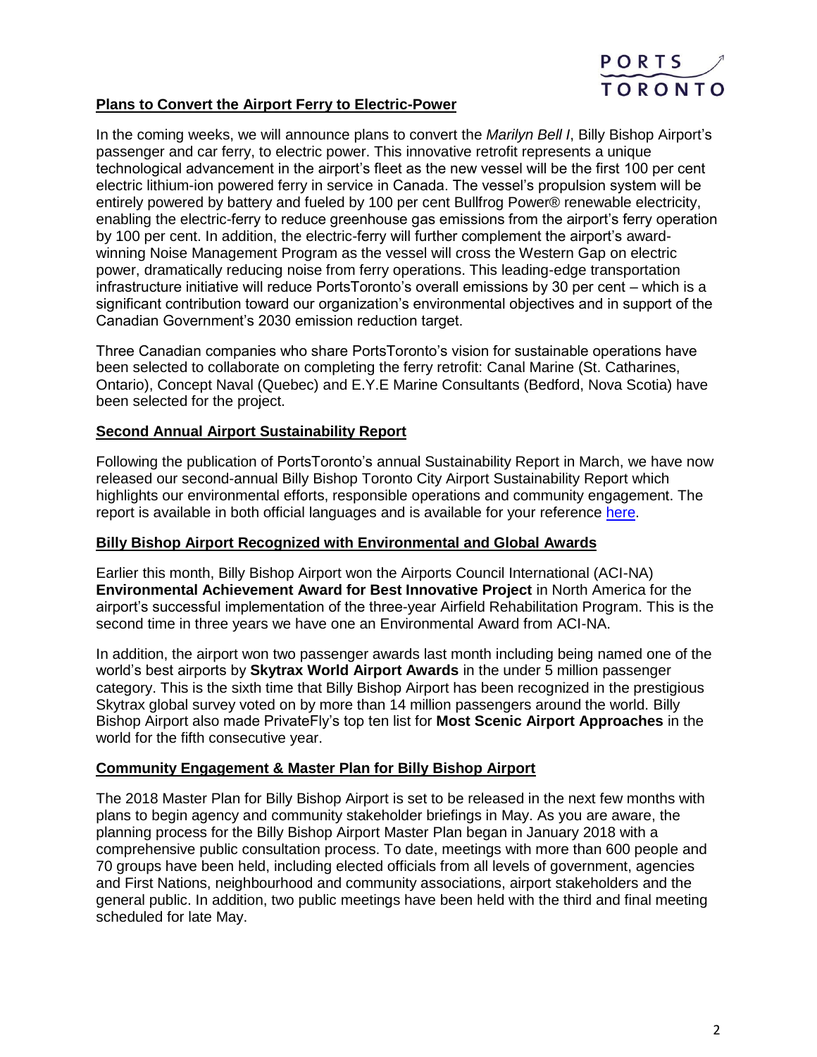## Plans to Convert the Airport Ferry to Electric-Power

In the coming weeks, we will announce plans to convert the *Marilyn Bell I*, Billy Bishop Airport's passenger and car ferry, to electric power. This innovative retrofit represents a unique technological advancement in the airport's fleet as the new vessel will be the first 100 per cent electric lithium-ion powered ferry in service in Canada. The vessel's propulsion system will be entirely powered by battery and fueled by 100 per cent Bullfrog Power® renewable electricity, enabling the electric-ferry to reduce greenhouse gas emissions from the airport's ferry operation by 100 per cent. In addition, the electric-ferry will further complement the airport's award-winning Noise Management Program as the vessel will cross the Western Gap on electric power, dramatically reducing noise from ferry operations. This leading-edge transportation infrastructure initiative will reduce PortsToronto's overall emissions by 30 per cent – which is a significant contribution toward our organization's environmental objectives and in support of the Canadian Government's 2030 emission reduction target.

Three Canadian companies who share PortsToronto's vision for sustainable operations have been selected to collaborate on completing the ferry retrofit: Canal Marine (St. Catharines, Ontario), Concept Naval (Quebec) and E.Y.E Marine Consultants (Bedford, Nova Scotia) have been selected for the project.

## Second Annual Airport Sustainability Report

Following the publication of PortsToronto's annual Sustainability Report in March, we have now released our second-annual Billy Bishop Toronto City Airport Sustainability Report which highlights our environmental efforts, responsible operations and community engagement. The report is available in both official languages and is available for your reference here.

## Billy Bishop Airport Recognized with Environmental and Global Awards

Earlier this month, Billy Bishop Airport won the Airports Council International (ACI-NA) **Environmental Achievement Award for Best Innovative Project** in North America for the airport's successful implementation of the three-year Airfield Rehabilitation Program. This is the second time in three years we have one an Environmental Award from ACI-NA.

In addition, the airport won two passenger awards last month including being named one of the world's best airports by **Skytrax World Airport Awards** in the under 5 million passenger category. This is the sixth time that Billy Bishop Airport has been recognized in the prestigious Skytrax global survey voted on by more than 14 million passengers around the world. Billy Bishop Airport also made PrivateFly's top ten list for **Most Scenic Airport Approaches** in the world for the fifth consecutive year.

## Community Engagement & Master Plan for Billy Bishop Airport

The 2018 Master Plan for Billy Bishop Airport is set to be released in the next few months with plans to begin agency and community stakeholder briefings in May. As you are aware, the planning process for the Billy Bishop Airport Master Plan began in January 2018 with a comprehensive public consultation process. To date, meetings with more than 600 people and 70 groups have been held, including elected officials from all levels of government, agencies and First Nations, neighbourhood and community associations, airport stakeholders and the general public. In addition, two public meetings have been held with the third and final meeting scheduled for late May.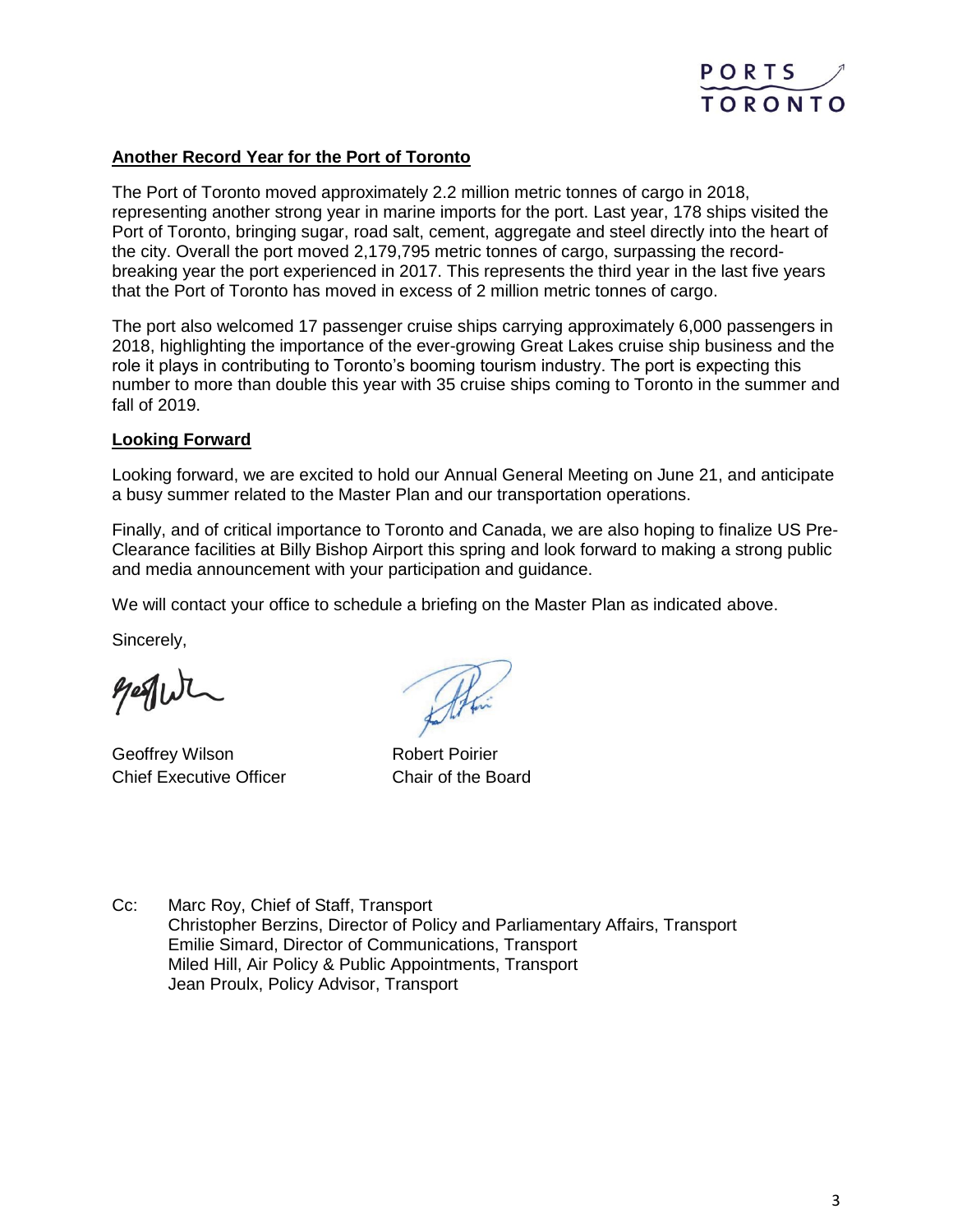PORTS TORONTO

**Another Record Year for the Port of Toronto**

The Port of Toronto moved approximately 2.2 million metric tonnes of cargo in 2018, representing another strong year in marine imports for the port. Last year, 178 ships visited the Port of Toronto, bringing sugar, road salt, cement, aggregate and steel directly into the heart of the city. Overall the port moved 2,179,795 metric tonnes of cargo, surpassing the record-breaking year the port experienced in 2017. This represents the third year in the last five years that the Port of Toronto has moved in excess of 2 million metric tonnes of cargo.

The port also welcomed 17 passenger cruise ships carrying approximately 6,000 passengers in 2018, highlighting the importance of the ever-growing Great Lakes cruise ship business and the role it plays in contributing to Toronto's booming tourism industry. The port is expecting this number to more than double this year with 35 cruise ships coming to Toronto in the summer and fall of 2019.

**Looking Forward**

Looking forward, we are excited to hold our Annual General Meeting on June 21, and anticipate a busy summer related to the Master Plan and our transportation operations.

Finally, and of critical importance to Toronto and Canada, we are also hoping to finalize US Pre-Clearance facilities at Billy Bishop Airport this spring and look forward to making a strong public and media announcement with your participation and guidance.

We will contact your office to schedule a briefing on the Master Plan as indicated above.

Sincerely,

Geoffrey Wilson
Chief Executive Officer

Robert Poirier
Chair of the Board

Cc: Marc Roy, Chief of Staff, Transport
Christopher Berzins, Director of Policy and Parliamentary Affairs, Transport
Emilie Simard, Director of Communications, Transport
Miled Hill, Air Policy & Public Appointments, Transport
Jean Proulx, Policy Advisor, Transport